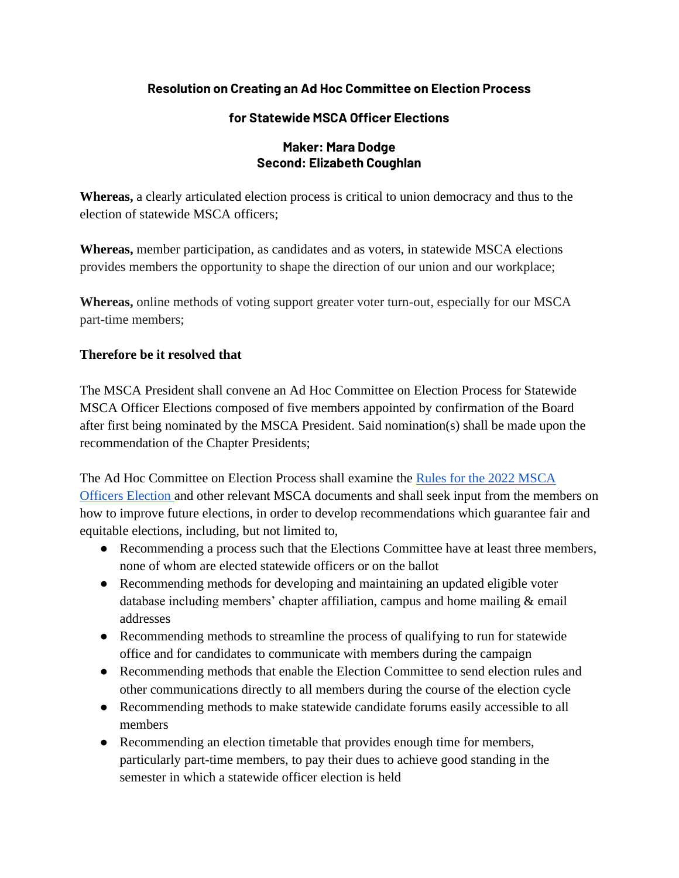# Resolution on Creating an Ad Hoc Committee on Election Process for Statewide MSCA Officer Elections

**Maker: Mara Dodge**
**Second: Elizabeth Coughlan**

**Whereas,** a clearly articulated election process is critical to union democracy and thus to the election of statewide MSCA officers;

**Whereas,** member participation, as candidates and as voters, in statewide MSCA elections provides members the opportunity to shape the direction of our union and our workplace;

**Whereas,** online methods of voting support greater voter turn-out, especially for our MSCA part-time members;

**Therefore be it resolved that**

The MSCA President shall convene an Ad Hoc Committee on Election Process for Statewide MSCA Officer Elections composed of five members appointed by confirmation of the Board after first being nominated by the MSCA President. Said nomination(s) shall be made upon the recommendation of the Chapter Presidents;

The Ad Hoc Committee on Election Process shall examine the Rules for the 2022 MSCA Officers Election and other relevant MSCA documents and shall seek input from the members on how to improve future elections, in order to develop recommendations which guarantee fair and equitable elections, including, but not limited to,

- Recommending a process such that the Elections Committee have at least three members, none of whom are elected statewide officers or on the ballot
- Recommending methods for developing and maintaining an updated eligible voter database including members' chapter affiliation, campus and home mailing & email addresses
- Recommending methods to streamline the process of qualifying to run for statewide office and for candidates to communicate with members during the campaign
- Recommending methods that enable the Election Committee to send election rules and other communications directly to all members during the course of the election cycle
- Recommending methods to make statewide candidate forums easily accessible to all members
- Recommending an election timetable that provides enough time for members, particularly part-time members, to pay their dues to achieve good standing in the semester in which a statewide officer election is held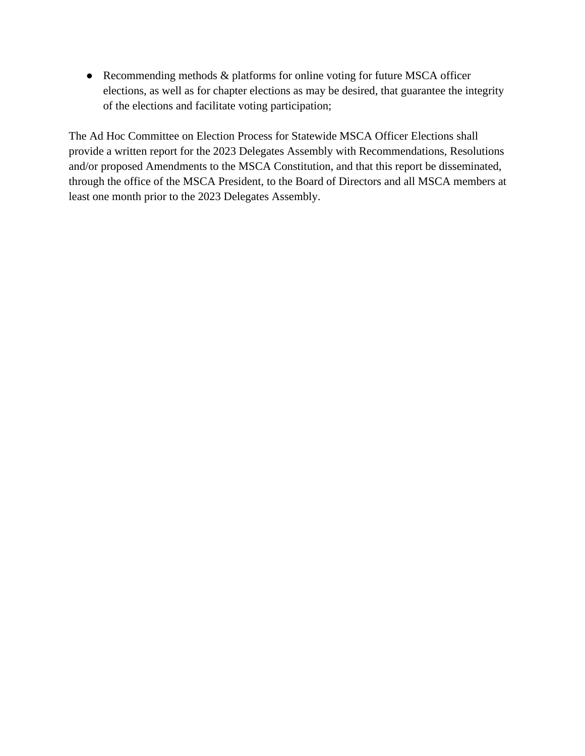- Recommending methods & platforms for online voting for future MSCA officer elections, as well as for chapter elections as may be desired, that guarantee the integrity of the elections and facilitate voting participation;

The Ad Hoc Committee on Election Process for Statewide MSCA Officer Elections shall provide a written report for the 2023 Delegates Assembly with Recommendations, Resolutions and/or proposed Amendments to the MSCA Constitution, and that this report be disseminated, through the office of the MSCA President, to the Board of Directors and all MSCA members at least one month prior to the 2023 Delegates Assembly.